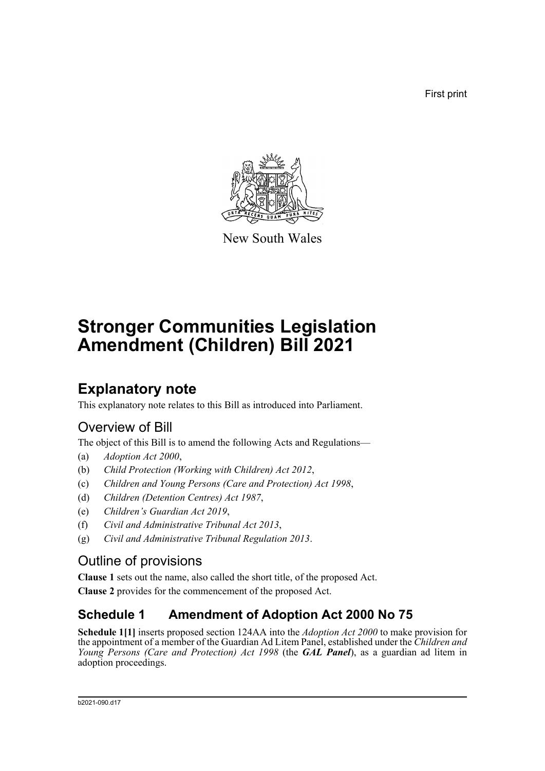First print

New South Wales

# Stronger Communities Legislation Amendment (Children) Bill 2021

## Explanatory note

This explanatory note relates to this Bill as introduced into Parliament.

### Overview of Bill

The object of this Bill is to amend the following Acts and Regulations—

(a) *Adoption Act 2000*,

(b) *Child Protection (Working with Children) Act 2012*,

(c) *Children and Young Persons (Care and Protection) Act 1998*,

(d) *Children (Detention Centres) Act 1987*,

(e) *Children's Guardian Act 2019*,

(f) *Civil and Administrative Tribunal Act 2013*,

(g) *Civil and Administrative Tribunal Regulation 2013*.

### Outline of provisions

**Clause 1** sets out the name, also called the short title, of the proposed Act.

**Clause 2** provides for the commencement of the proposed Act.

### Schedule 1 Amendment of Adoption Act 2000 No 75

**Schedule 1[1]** inserts proposed section 124AA into the *Adoption Act 2000* to make provision for the appointment of a member of the Guardian Ad Litem Panel, established under the *Children and Young Persons (Care and Protection) Act 1998* (the ***GAL Panel***), as a guardian ad litem in adoption proceedings.

b2021-090.d17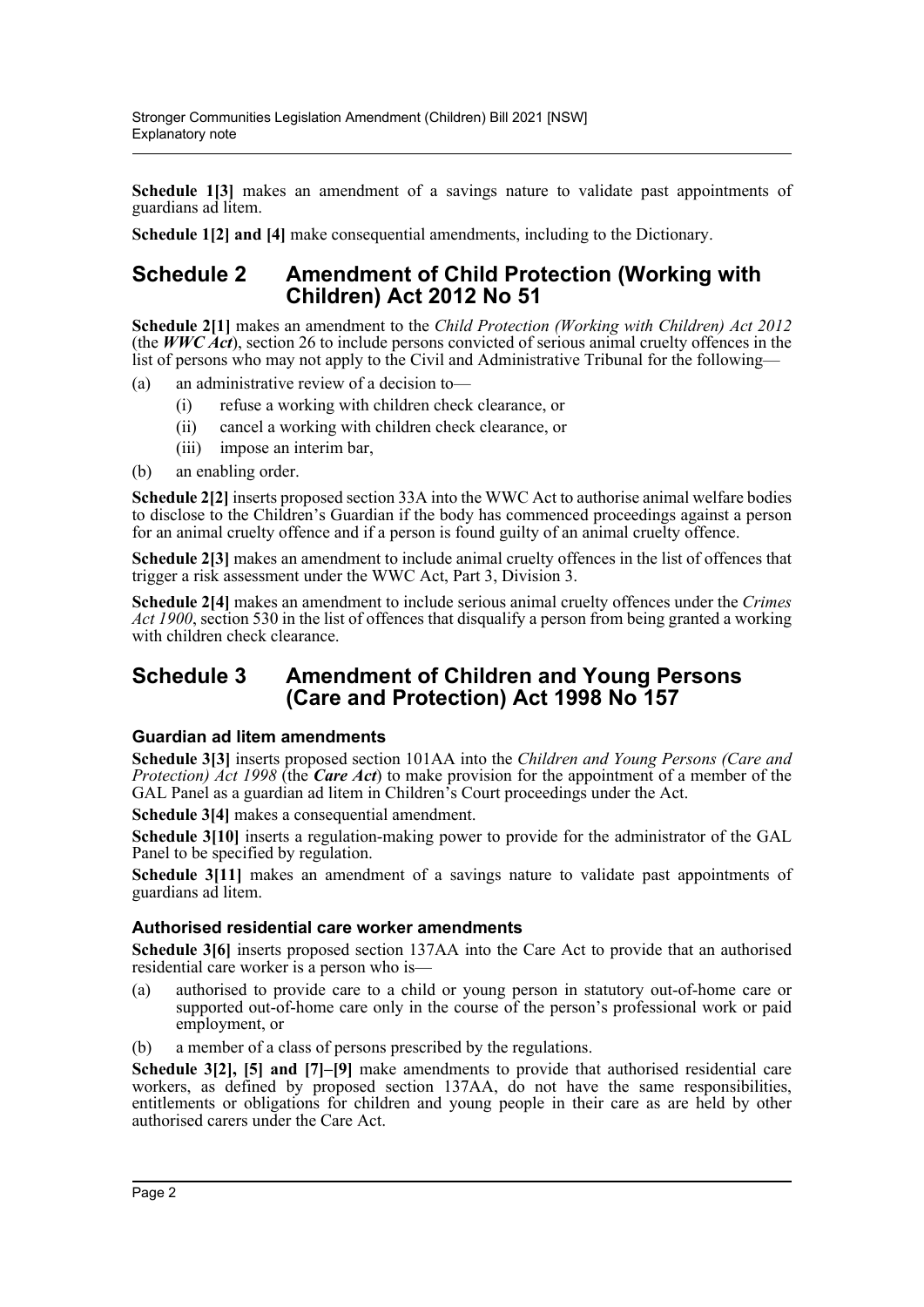**Schedule 1[3]** makes an amendment of a savings nature to validate past appointments of guardians ad litem.

**Schedule 1[2] and [4]** make consequential amendments, including to the Dictionary.

## Schedule 2 Amendment of Child Protection (Working with Children) Act 2012 No 51

**Schedule 2[1]** makes an amendment to the *Child Protection (Working with Children) Act 2012* (the ***WWC Act***), section 26 to include persons convicted of serious animal cruelty offences in the list of persons who may not apply to the Civil and Administrative Tribunal for the following—

(a) an administrative review of a decision to—

  (i) refuse a working with children check clearance, or

  (ii) cancel a working with children check clearance, or

  (iii) impose an interim bar,

(b) an enabling order.

**Schedule 2[2]** inserts proposed section 33A into the WWC Act to authorise animal welfare bodies to disclose to the Children's Guardian if the body has commenced proceedings against a person for an animal cruelty offence and if a person is found guilty of an animal cruelty offence.

**Schedule 2[3]** makes an amendment to include animal cruelty offences in the list of offences that trigger a risk assessment under the WWC Act, Part 3, Division 3.

**Schedule 2[4]** makes an amendment to include serious animal cruelty offences under the *Crimes Act 1900*, section 530 in the list of offences that disqualify a person from being granted a working with children check clearance.

## Schedule 3 Amendment of Children and Young Persons (Care and Protection) Act 1998 No 157

### Guardian ad litem amendments

**Schedule 3[3]** inserts proposed section 101AA into the *Children and Young Persons (Care and Protection) Act 1998* (the ***Care Act***) to make provision for the appointment of a member of the GAL Panel as a guardian ad litem in Children's Court proceedings under the Act.

**Schedule 3[4]** makes a consequential amendment.

**Schedule 3[10]** inserts a regulation-making power to provide for the administrator of the GAL Panel to be specified by regulation.

**Schedule 3[11]** makes an amendment of a savings nature to validate past appointments of guardians ad litem.

### Authorised residential care worker amendments

**Schedule 3[6]** inserts proposed section 137AA into the Care Act to provide that an authorised residential care worker is a person who is—

(a) authorised to provide care to a child or young person in statutory out-of-home care or supported out-of-home care only in the course of the person's professional work or paid employment, or

(b) a member of a class of persons prescribed by the regulations.

**Schedule 3[2], [5] and [7]–[9]** make amendments to provide that authorised residential care workers, as defined by proposed section 137AA, do not have the same responsibilities, entitlements or obligations for children and young people in their care as are held by other authorised carers under the Care Act.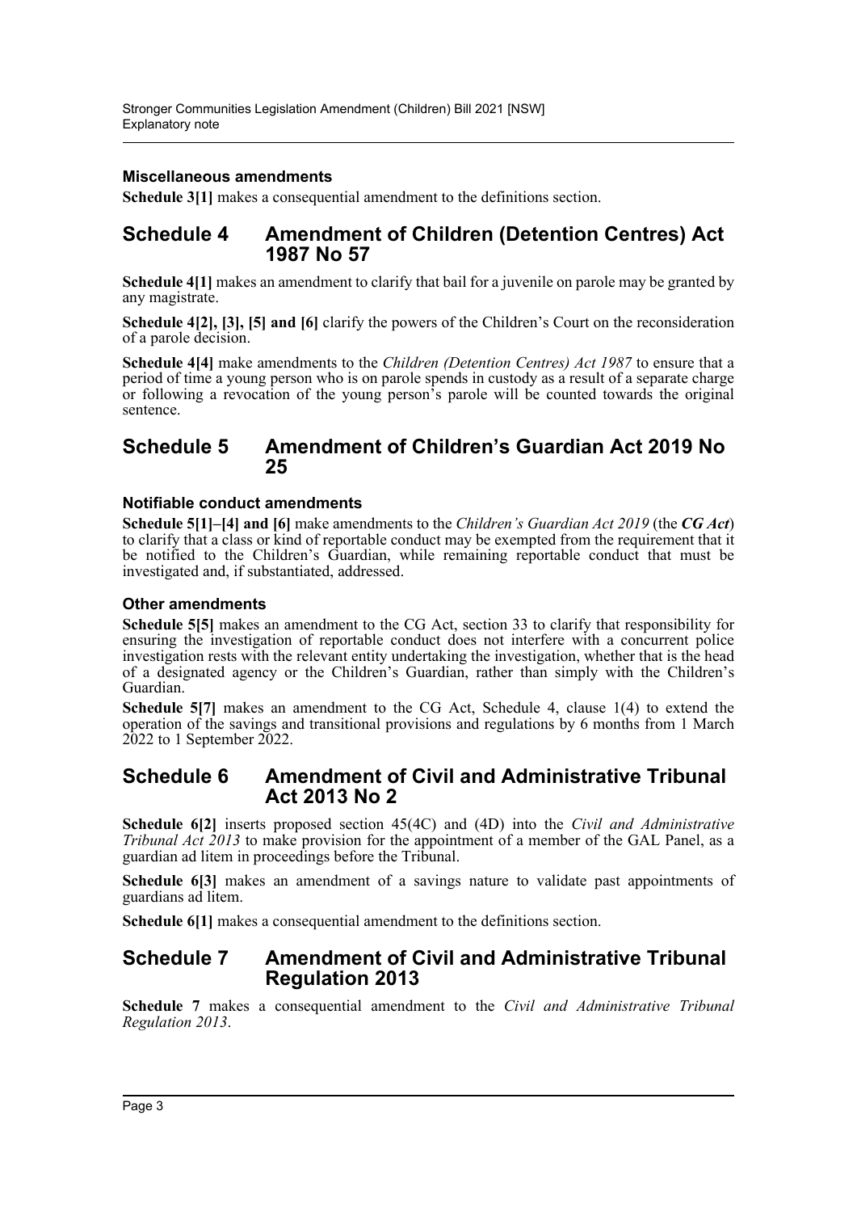### Miscellaneous amendments

**Schedule 3[1]** makes a consequential amendment to the definitions section.

## Schedule 4 Amendment of Children (Detention Centres) Act 1987 No 57

**Schedule 4[1]** makes an amendment to clarify that bail for a juvenile on parole may be granted by any magistrate.

**Schedule 4[2], [3], [5] and [6]** clarify the powers of the Children's Court on the reconsideration of a parole decision.

**Schedule 4[4]** make amendments to the *Children (Detention Centres) Act 1987* to ensure that a period of time a young person who is on parole spends in custody as a result of a separate charge or following a revocation of the young person's parole will be counted towards the original sentence.

## Schedule 5 Amendment of Children's Guardian Act 2019 No 25

### Notifiable conduct amendments

**Schedule 5[1]–[4] and [6]** make amendments to the *Children's Guardian Act 2019* (the ***CG Act***) to clarify that a class or kind of reportable conduct may be exempted from the requirement that it be notified to the Children's Guardian, while remaining reportable conduct that must be investigated and, if substantiated, addressed.

### Other amendments

**Schedule 5[5]** makes an amendment to the CG Act, section 33 to clarify that responsibility for ensuring the investigation of reportable conduct does not interfere with a concurrent police investigation rests with the relevant entity undertaking the investigation, whether that is the head of a designated agency or the Children's Guardian, rather than simply with the Children's Guardian.

**Schedule 5[7]** makes an amendment to the CG Act, Schedule 4, clause 1(4) to extend the operation of the savings and transitional provisions and regulations by 6 months from 1 March 2022 to 1 September 2022.

## Schedule 6 Amendment of Civil and Administrative Tribunal Act 2013 No 2

**Schedule 6[2]** inserts proposed section 45(4C) and (4D) into the *Civil and Administrative Tribunal Act 2013* to make provision for the appointment of a member of the GAL Panel, as a guardian ad litem in proceedings before the Tribunal.

**Schedule 6[3]** makes an amendment of a savings nature to validate past appointments of guardians ad litem.

**Schedule 6[1]** makes a consequential amendment to the definitions section.

## Schedule 7 Amendment of Civil and Administrative Tribunal Regulation 2013

**Schedule 7** makes a consequential amendment to the *Civil and Administrative Tribunal Regulation 2013*.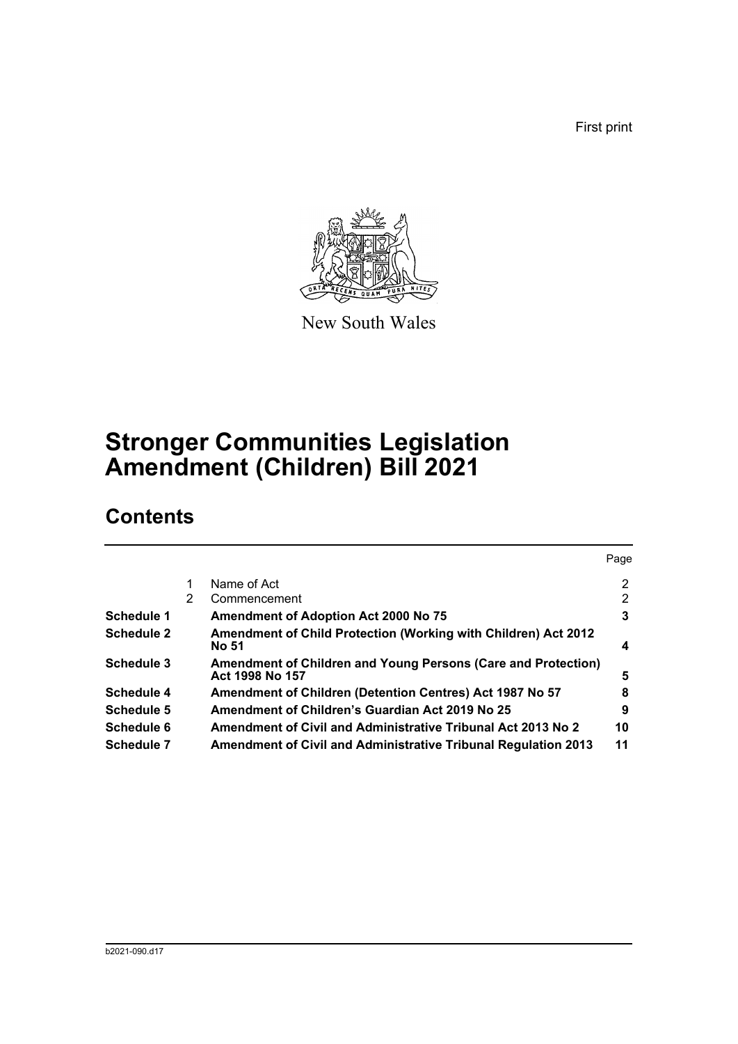First print

New South Wales

# Stronger Communities Legislation Amendment (Children) Bill 2021

## Contents

| | | | Page |
|---|---|---|---|
| | 1 | Name of Act | 2 |
| | 2 | Commencement | 2 |
| **Schedule 1** | | **Amendment of Adoption Act 2000 No 75** | **3** |
| **Schedule 2** | | **Amendment of Child Protection (Working with Children) Act 2012 No 51** | **4** |
| **Schedule 3** | | **Amendment of Children and Young Persons (Care and Protection) Act 1998 No 157** | **5** |
| **Schedule 4** | | **Amendment of Children (Detention Centres) Act 1987 No 57** | **8** |
| **Schedule 5** | | **Amendment of Children's Guardian Act 2019 No 25** | **9** |
| **Schedule 6** | | **Amendment of Civil and Administrative Tribunal Act 2013 No 2** | **10** |
| **Schedule 7** | | **Amendment of Civil and Administrative Tribunal Regulation 2013** | **11** |

b2021-090.d17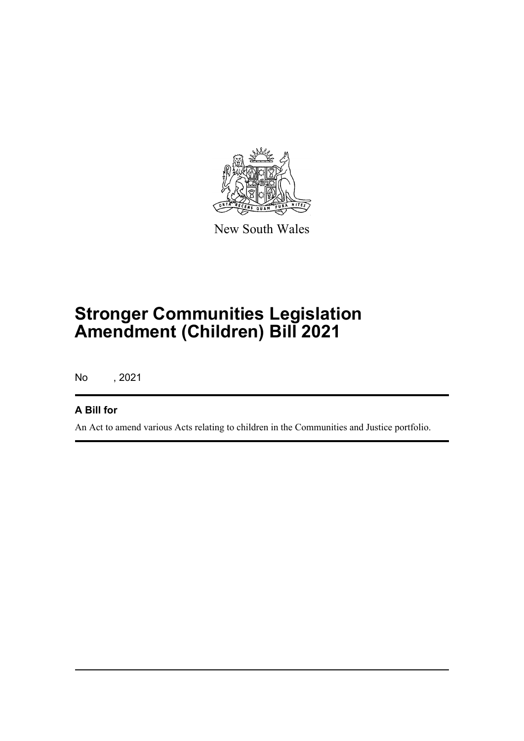New South Wales

# Stronger Communities Legislation Amendment (Children) Bill 2021

No , 2021

## A Bill for

An Act to amend various Acts relating to children in the Communities and Justice portfolio.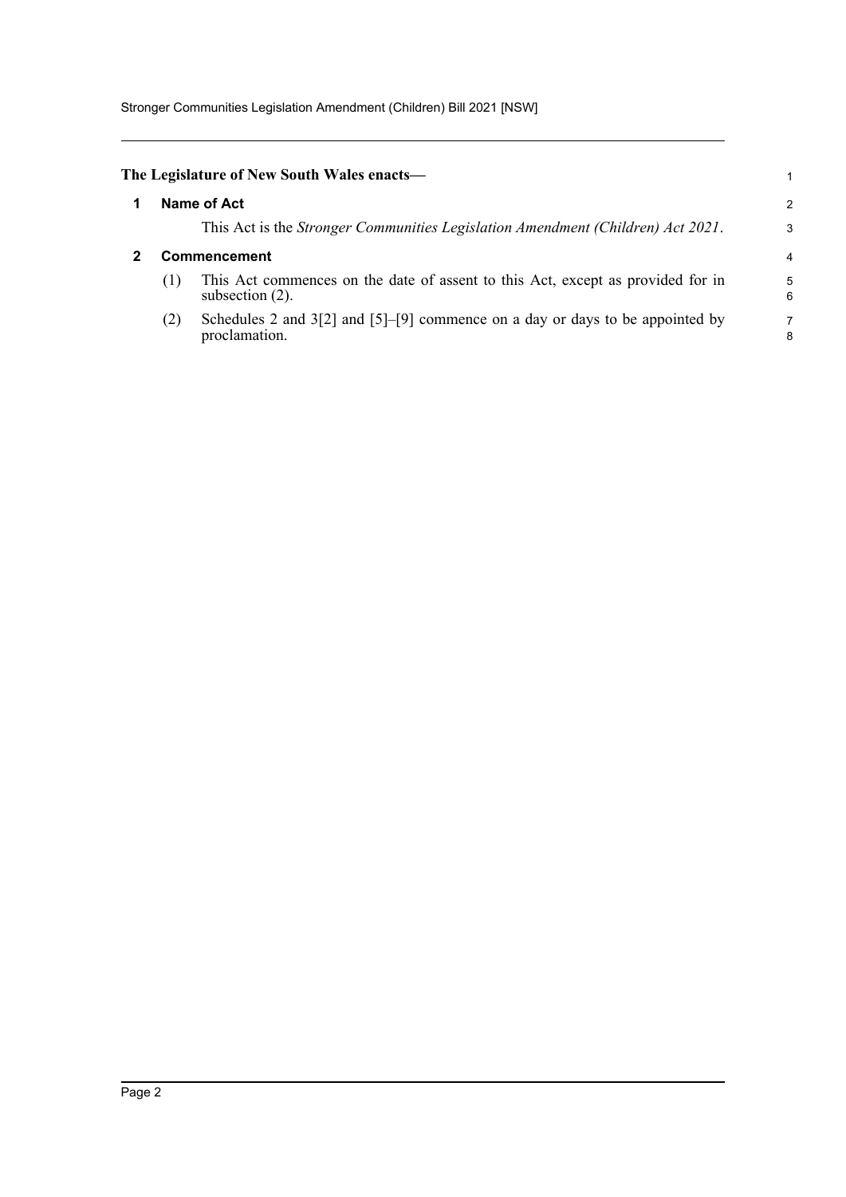**The Legislature of New South Wales enacts—**

## 1 Name of Act

This Act is the *Stronger Communities Legislation Amendment (Children) Act 2021*.

## 2 Commencement

(1) This Act commences on the date of assent to this Act, except as provided for in subsection (2).

(2) Schedules 2 and 3[2] and [5]–[9] commence on a day or days to be appointed by proclamation.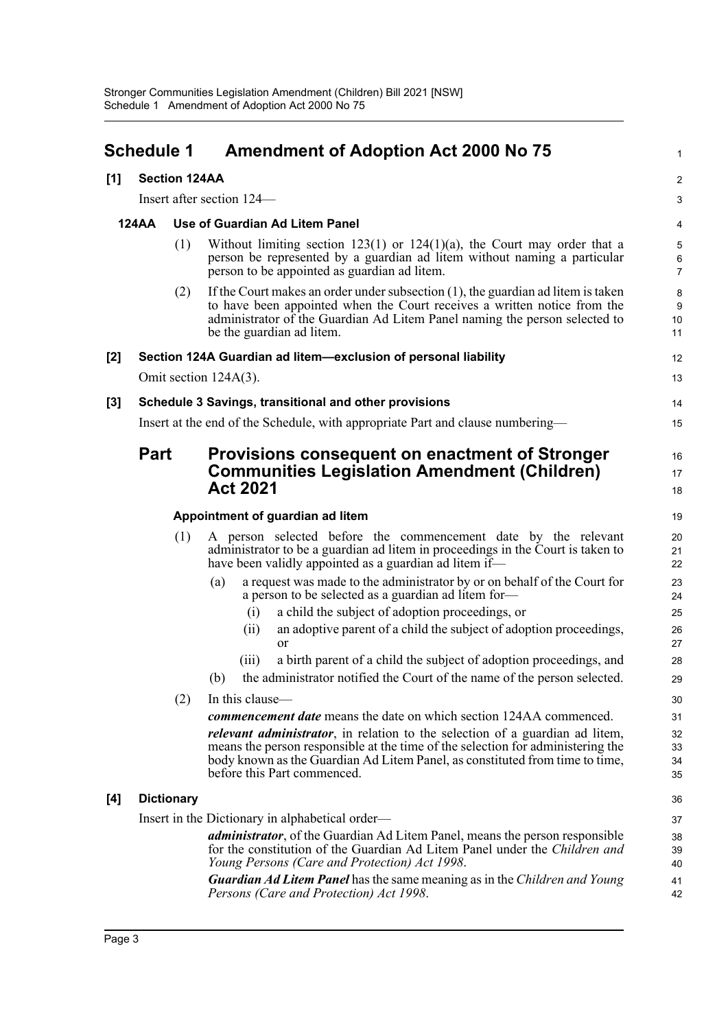# Schedule 1 Amendment of Adoption Act 2000 No 75

**[1] Section 124AA**

Insert after section 124—

**124AA Use of Guardian Ad Litem Panel**

(1) Without limiting section 123(1) or 124(1)(a), the Court may order that a person be represented by a guardian ad litem without naming a particular person to be appointed as guardian ad litem.

(2) If the Court makes an order under subsection (1), the guardian ad litem is taken to have been appointed when the Court receives a written notice from the administrator of the Guardian Ad Litem Panel naming the person selected to be the guardian ad litem.

**[2] Section 124A Guardian ad litem—exclusion of personal liability**

Omit section 124A(3).

**[3] Schedule 3 Savings, transitional and other provisions**

Insert at the end of the Schedule, with appropriate Part and clause numbering—

## Part Provisions consequent on enactment of Stronger Communities Legislation Amendment (Children) Act 2021

**Appointment of guardian ad litem**

(1) A person selected before the commencement date by the relevant administrator to be a guardian ad litem in proceedings in the Court is taken to have been validly appointed as a guardian ad litem if—

(a) a request was made to the administrator by or on behalf of the Court for a person to be selected as a guardian ad litem for—

(i) a child the subject of adoption proceedings, or

(ii) an adoptive parent of a child the subject of adoption proceedings, or

(iii) a birth parent of a child the subject of adoption proceedings, and

(b) the administrator notified the Court of the name of the person selected.

(2) In this clause—

***commencement date*** means the date on which section 124AA commenced.

***relevant administrator***, in relation to the selection of a guardian ad litem, means the person responsible at the time of the selection for administering the body known as the Guardian Ad Litem Panel, as constituted from time to time, before this Part commenced.

**[4] Dictionary**

Insert in the Dictionary in alphabetical order—

***administrator***, of the Guardian Ad Litem Panel, means the person responsible for the constitution of the Guardian Ad Litem Panel under the *Children and Young Persons (Care and Protection) Act 1998*.

***Guardian Ad Litem Panel*** has the same meaning as in the *Children and Young Persons (Care and Protection) Act 1998*.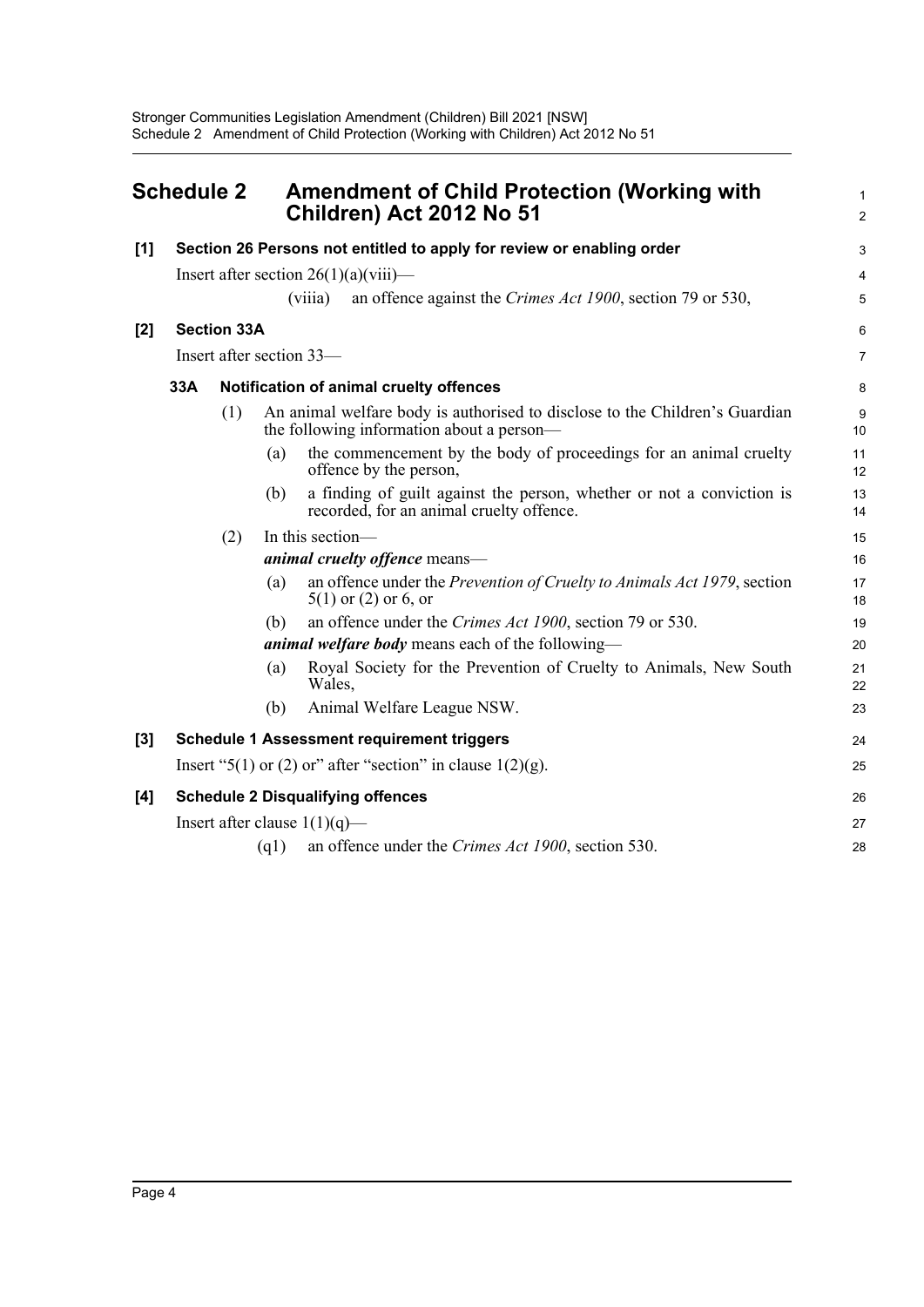# Schedule 2 Amendment of Child Protection (Working with Children) Act 2012 No 51

**[1] Section 26 Persons not entitled to apply for review or enabling order**

Insert after section 26(1)(a)(viii)—

(viiia) an offence against the *Crimes Act 1900*, section 79 or 530,

**[2] Section 33A**

Insert after section 33—

**33A Notification of animal cruelty offences**

(1) An animal welfare body is authorised to disclose to the Children's Guardian the following information about a person—

(a) the commencement by the body of proceedings for an animal cruelty offence by the person,

(b) a finding of guilt against the person, whether or not a conviction is recorded, for an animal cruelty offence.

(2) In this section—

***animal cruelty offence*** means—

(a) an offence under the *Prevention of Cruelty to Animals Act 1979*, section 5(1) or (2) or 6, or

(b) an offence under the *Crimes Act 1900*, section 79 or 530.

***animal welfare body*** means each of the following—

(a) Royal Society for the Prevention of Cruelty to Animals, New South Wales,

(b) Animal Welfare League NSW.

**[3] Schedule 1 Assessment requirement triggers**

Insert "5(1) or (2) or" after "section" in clause 1(2)(g).

**[4] Schedule 2 Disqualifying offences**

Insert after clause 1(1)(q)—

(q1) an offence under the *Crimes Act 1900*, section 530.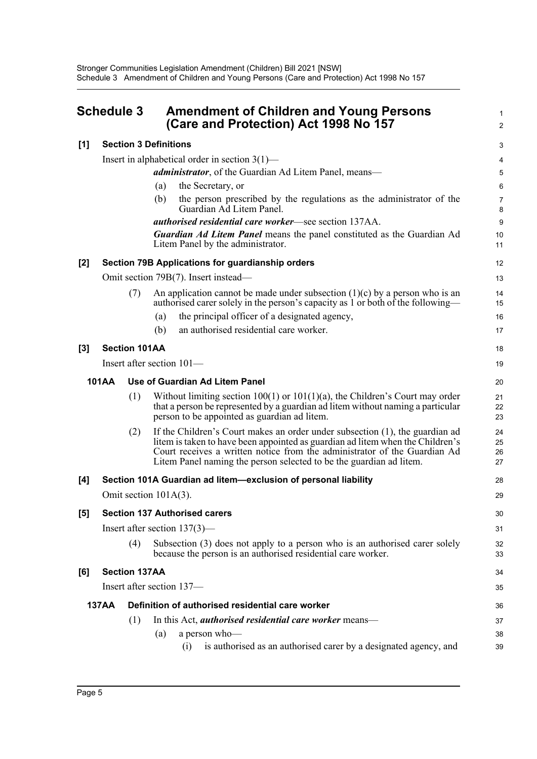## Schedule 3 Amendment of Children and Young Persons (Care and Protection) Act 1998 No 157

### [1] Section 3 Definitions

Insert in alphabetical order in section 3(1)—

> ***administrator***, of the Guardian Ad Litem Panel, means—
>
> (a) the Secretary, or
>
> (b) the person prescribed by the regulations as the administrator of the Guardian Ad Litem Panel.
>
> ***authorised residential care worker***—see section 137AA.
>
> ***Guardian Ad Litem Panel*** means the panel constituted as the Guardian Ad Litem Panel by the administrator.

### [2] Section 79B Applications for guardianship orders

Omit section 79B(7). Insert instead—

> (7) An application cannot be made under subsection (1)(c) by a person who is an authorised carer solely in the person's capacity as 1 or both of the following—
>
> (a) the principal officer of a designated agency,
>
> (b) an authorised residential care worker.

### [3] Section 101AA

Insert after section 101—

> **101AA Use of Guardian Ad Litem Panel**
>
> (1) Without limiting section 100(1) or 101(1)(a), the Children's Court may order that a person be represented by a guardian ad litem without naming a particular person to be appointed as guardian ad litem.
>
> (2) If the Children's Court makes an order under subsection (1), the guardian ad litem is taken to have been appointed as guardian ad litem when the Children's Court receives a written notice from the administrator of the Guardian Ad Litem Panel naming the person selected to be the guardian ad litem.

### [4] Section 101A Guardian ad litem—exclusion of personal liability

Omit section 101A(3).

### [5] Section 137 Authorised carers

Insert after section 137(3)—

> (4) Subsection (3) does not apply to a person who is an authorised carer solely because the person is an authorised residential care worker.

### [6] Section 137AA

Insert after section 137—

> **137AA Definition of authorised residential care worker**
>
> (1) In this Act, ***authorised residential care worker*** means—
>
> (a) a person who—
>
> (i) is authorised as an authorised carer by a designated agency, and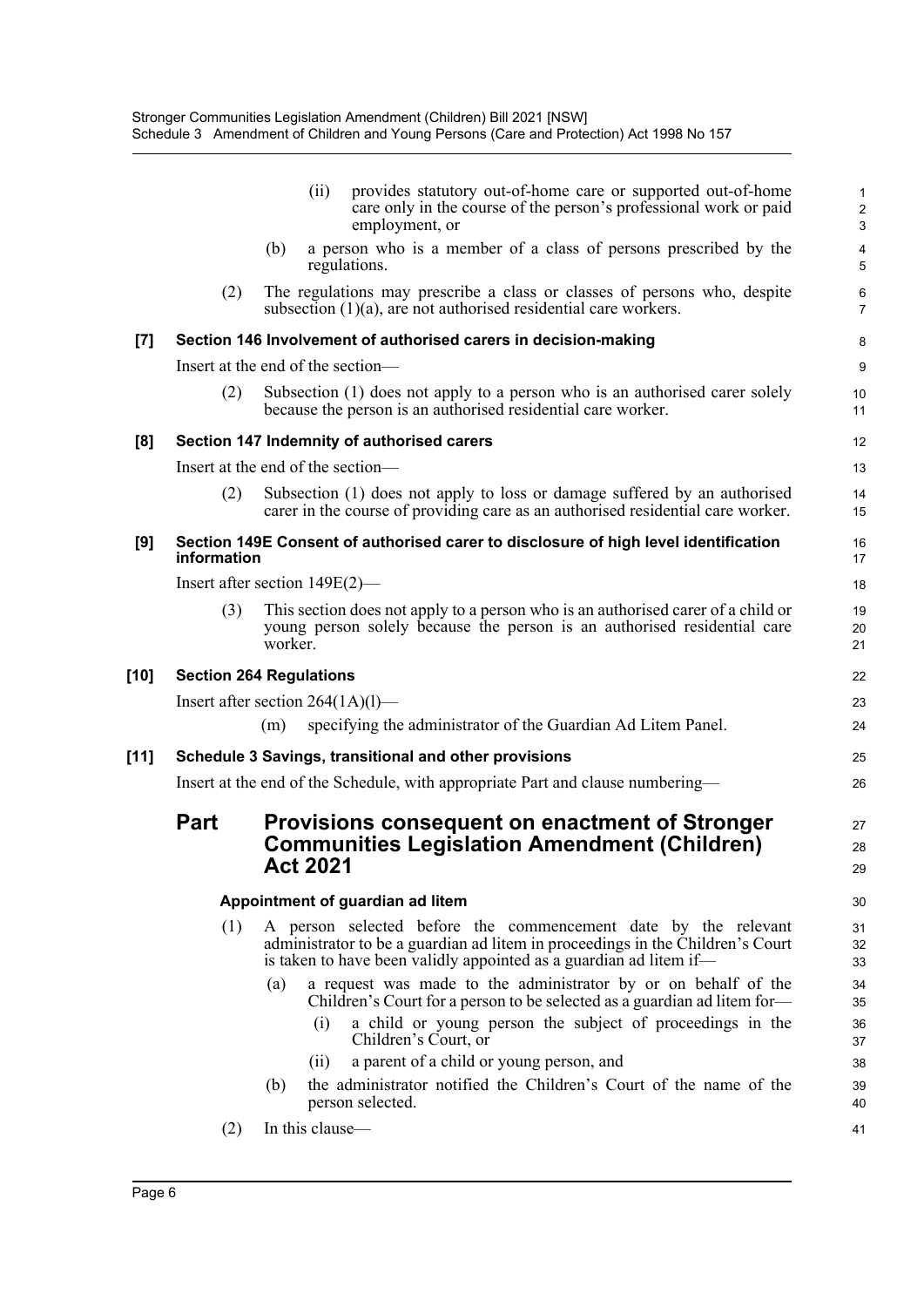(ii) provides statutory out-of-home care or supported out-of-home care only in the course of the person's professional work or paid employment, or

(b) a person who is a member of a class of persons prescribed by the regulations.

(2) The regulations may prescribe a class or classes of persons who, despite subsection (1)(a), are not authorised residential care workers.

**[7] Section 146 Involvement of authorised carers in decision-making**

Insert at the end of the section—

(2) Subsection (1) does not apply to a person who is an authorised carer solely because the person is an authorised residential care worker.

**[8] Section 147 Indemnity of authorised carers**

Insert at the end of the section—

(2) Subsection (1) does not apply to loss or damage suffered by an authorised carer in the course of providing care as an authorised residential care worker.

**[9] Section 149E Consent of authorised carer to disclosure of high level identification information**

Insert after section 149E(2)—

(3) This section does not apply to a person who is an authorised carer of a child or young person solely because the person is an authorised residential care worker.

**[10] Section 264 Regulations**

Insert after section 264(1A)(l)—

(m) specifying the administrator of the Guardian Ad Litem Panel.

**[11] Schedule 3 Savings, transitional and other provisions**

Insert at the end of the Schedule, with appropriate Part and clause numbering—

## Part Provisions consequent on enactment of Stronger Communities Legislation Amendment (Children) Act 2021

**Appointment of guardian ad litem**

(1) A person selected before the commencement date by the relevant administrator to be a guardian ad litem in proceedings in the Children's Court is taken to have been validly appointed as a guardian ad litem if—

(a) a request was made to the administrator by or on behalf of the Children's Court for a person to be selected as a guardian ad litem for—

(i) a child or young person the subject of proceedings in the Children's Court, or

(ii) a parent of a child or young person, and

(b) the administrator notified the Children's Court of the name of the person selected.

(2) In this clause—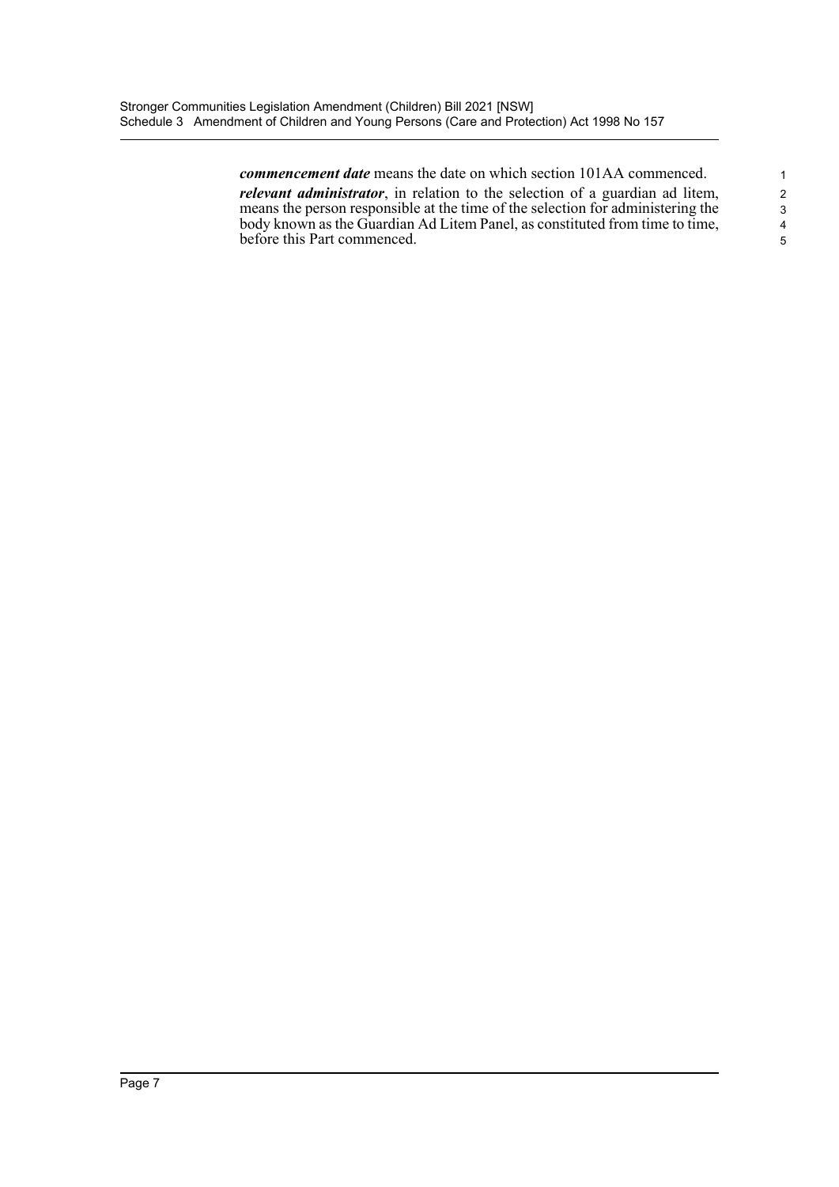***commencement date*** means the date on which section 101AA commenced.

***relevant administrator***, in relation to the selection of a guardian ad litem, means the person responsible at the time of the selection for administering the body known as the Guardian Ad Litem Panel, as constituted from time to time, before this Part commenced.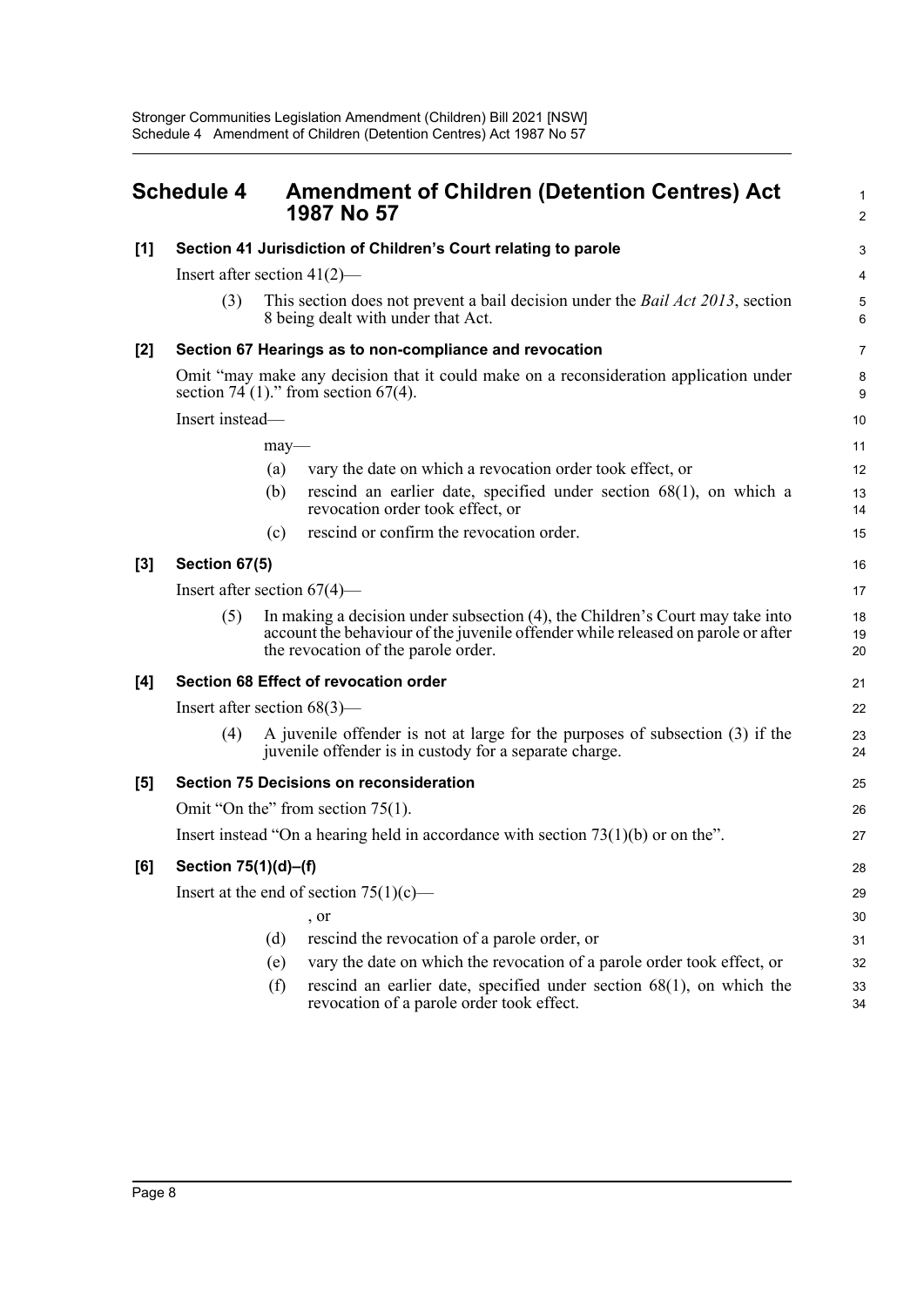## Schedule 4 Amendment of Children (Detention Centres) Act 1987 No 57

**[1] Section 41 Jurisdiction of Children's Court relating to parole**

Insert after section 41(2)—

(3) This section does not prevent a bail decision under the *Bail Act 2013*, section 8 being dealt with under that Act.

**[2] Section 67 Hearings as to non-compliance and revocation**

Omit "may make any decision that it could make on a reconsideration application under section 74 (1)." from section 67(4).

Insert instead—

may—

(a) vary the date on which a revocation order took effect, or

(b) rescind an earlier date, specified under section 68(1), on which a revocation order took effect, or

(c) rescind or confirm the revocation order.

**[3] Section 67(5)**

Insert after section 67(4)—

(5) In making a decision under subsection (4), the Children's Court may take into account the behaviour of the juvenile offender while released on parole or after the revocation of the parole order.

**[4] Section 68 Effect of revocation order**

Insert after section 68(3)—

(4) A juvenile offender is not at large for the purposes of subsection (3) if the juvenile offender is in custody for a separate charge.

**[5] Section 75 Decisions on reconsideration**

Omit "On the" from section 75(1).

Insert instead "On a hearing held in accordance with section 73(1)(b) or on the".

**[6] Section 75(1)(d)–(f)**

Insert at the end of section 75(1)(c)—

, or

(d) rescind the revocation of a parole order, or

(e) vary the date on which the revocation of a parole order took effect, or

(f) rescind an earlier date, specified under section 68(1), on which the revocation of a parole order took effect.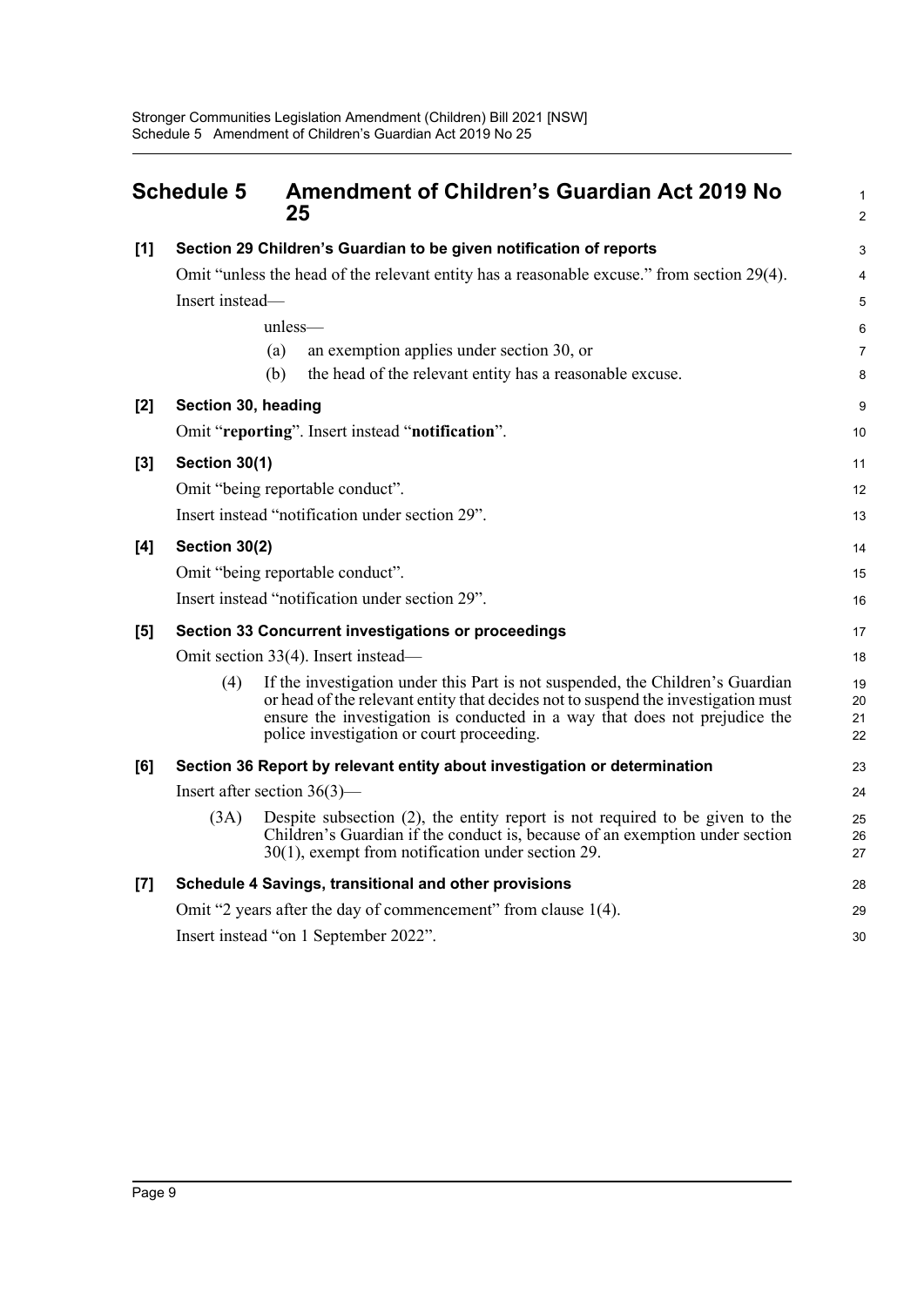## Schedule 5 Amendment of Children's Guardian Act 2019 No 25

**[1] Section 29 Children's Guardian to be given notification of reports**

Omit "unless the head of the relevant entity has a reasonable excuse." from section 29(4).

Insert instead—

unless—

(a) an exemption applies under section 30, or

(b) the head of the relevant entity has a reasonable excuse.

**[2] Section 30, heading**

Omit "**reporting**". Insert instead "**notification**".

**[3] Section 30(1)**

Omit "being reportable conduct".

Insert instead "notification under section 29".

**[4] Section 30(2)**

Omit "being reportable conduct".

Insert instead "notification under section 29".

**[5] Section 33 Concurrent investigations or proceedings**

Omit section 33(4). Insert instead—

(4) If the investigation under this Part is not suspended, the Children's Guardian or head of the relevant entity that decides not to suspend the investigation must ensure the investigation is conducted in a way that does not prejudice the police investigation or court proceeding.

**[6] Section 36 Report by relevant entity about investigation or determination**

Insert after section 36(3)—

(3A) Despite subsection (2), the entity report is not required to be given to the Children's Guardian if the conduct is, because of an exemption under section 30(1), exempt from notification under section 29.

**[7] Schedule 4 Savings, transitional and other provisions**

Omit "2 years after the day of commencement" from clause 1(4).

Insert instead "on 1 September 2022".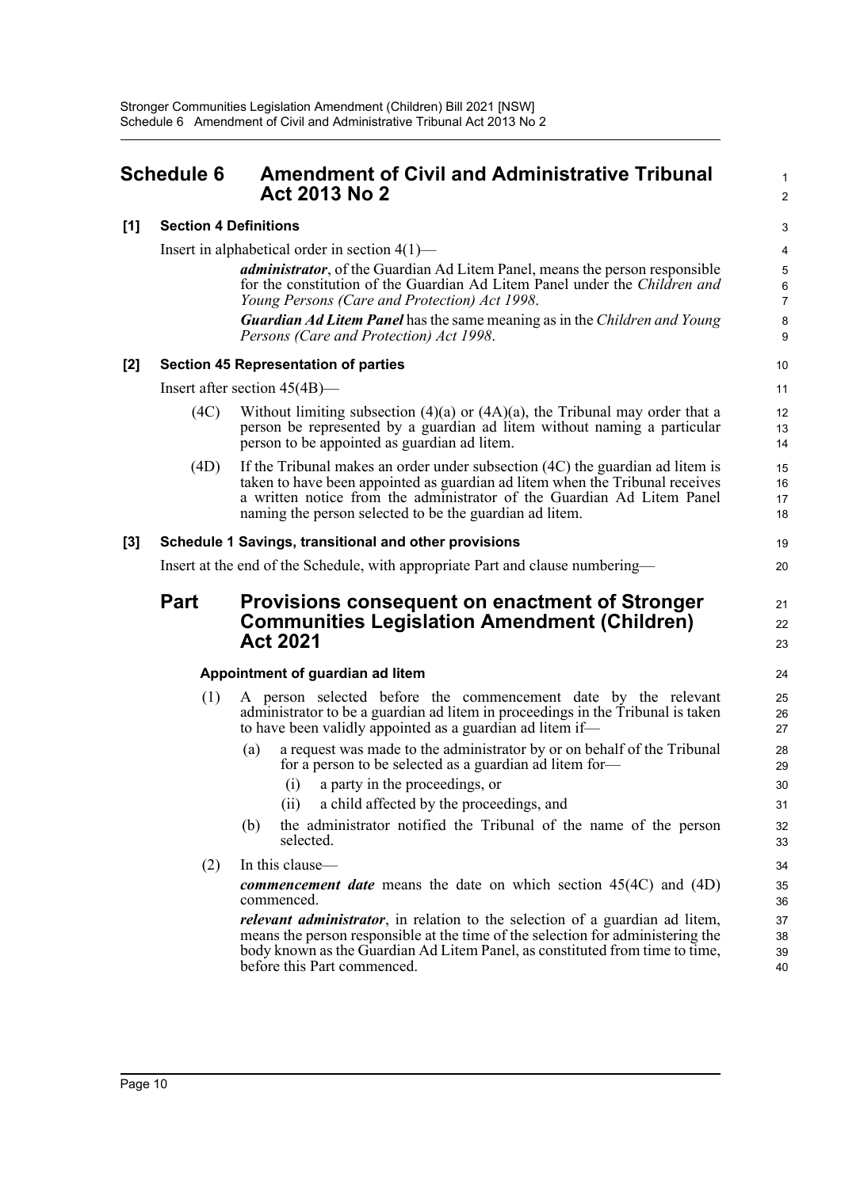## Schedule 6 Amendment of Civil and Administrative Tribunal Act 2013 No 2

### [1] Section 4 Definitions

Insert in alphabetical order in section 4(1)—

> ***administrator***, of the Guardian Ad Litem Panel, means the person responsible for the constitution of the Guardian Ad Litem Panel under the *Children and Young Persons (Care and Protection) Act 1998*.
>
> ***Guardian Ad Litem Panel*** has the same meaning as in the *Children and Young Persons (Care and Protection) Act 1998*.

### [2] Section 45 Representation of parties

Insert after section 45(4B)—

> (4C) Without limiting subsection (4)(a) or (4A)(a), the Tribunal may order that a person be represented by a guardian ad litem without naming a particular person to be appointed as guardian ad litem.
>
> (4D) If the Tribunal makes an order under subsection (4C) the guardian ad litem is taken to have been appointed as guardian ad litem when the Tribunal receives a written notice from the administrator of the Guardian Ad Litem Panel naming the person selected to be the guardian ad litem.

### [3] Schedule 1 Savings, transitional and other provisions

Insert at the end of the Schedule, with appropriate Part and clause numbering—

## Part Provisions consequent on enactment of Stronger Communities Legislation Amendment (Children) Act 2021

#### Appointment of guardian ad litem

(1) A person selected before the commencement date by the relevant administrator to be a guardian ad litem in proceedings in the Tribunal is taken to have been validly appointed as a guardian ad litem if—

- (a) a request was made to the administrator by or on behalf of the Tribunal for a person to be selected as a guardian ad litem for—
  - (i) a party in the proceedings, or
  - (ii) a child affected by the proceedings, and
- (b) the administrator notified the Tribunal of the name of the person selected.

(2) In this clause—

***commencement date*** means the date on which section 45(4C) and (4D) commenced.

***relevant administrator***, in relation to the selection of a guardian ad litem, means the person responsible at the time of the selection for administering the body known as the Guardian Ad Litem Panel, as constituted from time to time, before this Part commenced.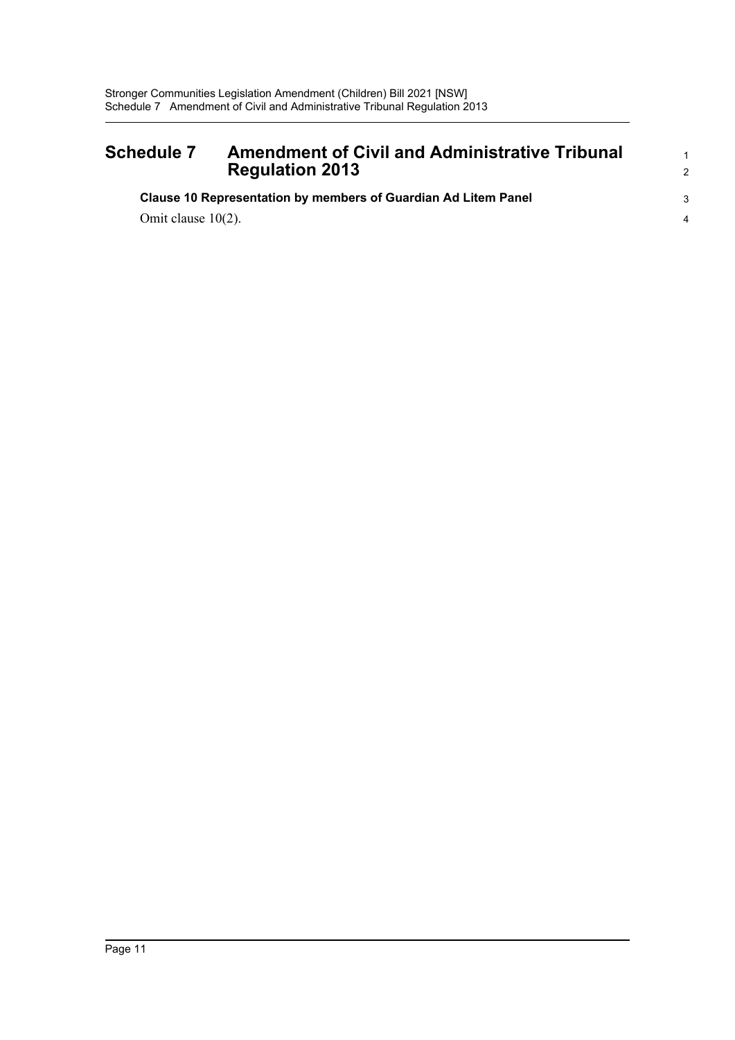# Schedule 7 Amendment of Civil and Administrative Tribunal Regulation 2013

**Clause 10 Representation by members of Guardian Ad Litem Panel**

Omit clause 10(2).